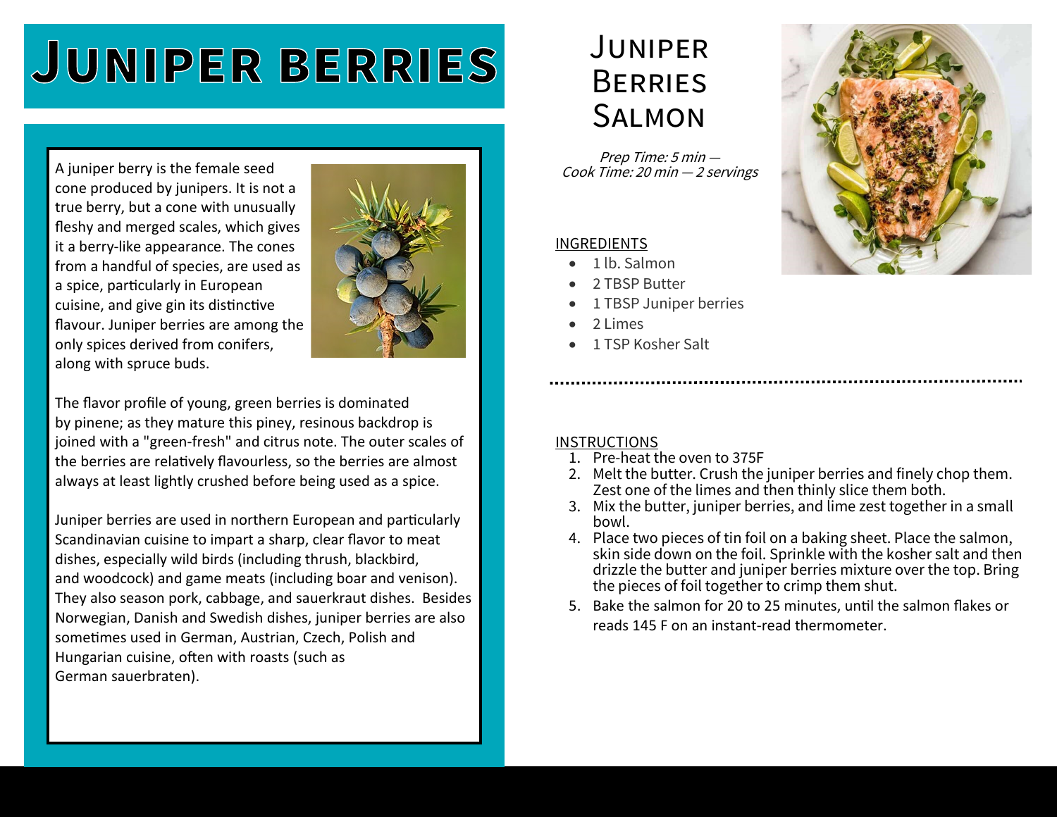# Juniper berries

A juniper berry is the female seed cone produced by junipers. It is not a true berry, but a cone with unusually fleshy and merged scales, which gives it a berry-like appearance. The cones from a handful of species, are used as a spice, particularly in European cuisine, and give gin its distinctive flavour. Juniper berries are among the only spices derived from conifers, along with spruce buds.

The flavor profile of young, green berries is dominated by pinene; as they mature this piney, resinous backdrop is joined with a "green-fresh" and citrus note. The outer scales of the berries are relatively flavourless, so the berries are almost always at least lightly crushed before being used as a spice.

Juniper berries are used in northern European and particularly Scandinavian cuisine to impart a sharp, clear flavor to meat dishes, especially wild birds (including thrush, blackbird, and woodcock) and game meats (including boar and venison). They also season pork, cabbage, and sauerkraut dishes. Besides Norwegian, Danish and Swedish dishes, juniper berries are also sometimes used in German, Austrian, Czech, Polish and Hungarian cuisine, often with roasts (such as German sauerbraten).

# Juniper Berries Salmon

*Prep Time: 5 min — Cook Time: 20 min — 2 servings*

INGREDIENTS

- 1 lb. Salmon
- 2 TBSP Butter
- 1 TBSP Juniper berries
- 2 Limes
- 1 TSP Kosher Salt

INSTRUCTIONS

1. Pre-heat the oven to 375F
2. Melt the butter. Crush the juniper berries and finely chop them. Zest one of the limes and then thinly slice them both.
3. Mix the butter, juniper berries, and lime zest together in a small bowl.
4. Place two pieces of tin foil on a baking sheet. Place the salmon, skin side down on the foil. Sprinkle with the kosher salt and then drizzle the butter and juniper berries mixture over the top. Bring the pieces of foil together to crimp them shut.
5. Bake the salmon for 20 to 25 minutes, until the salmon flakes or reads 145 F on an instant-read thermometer.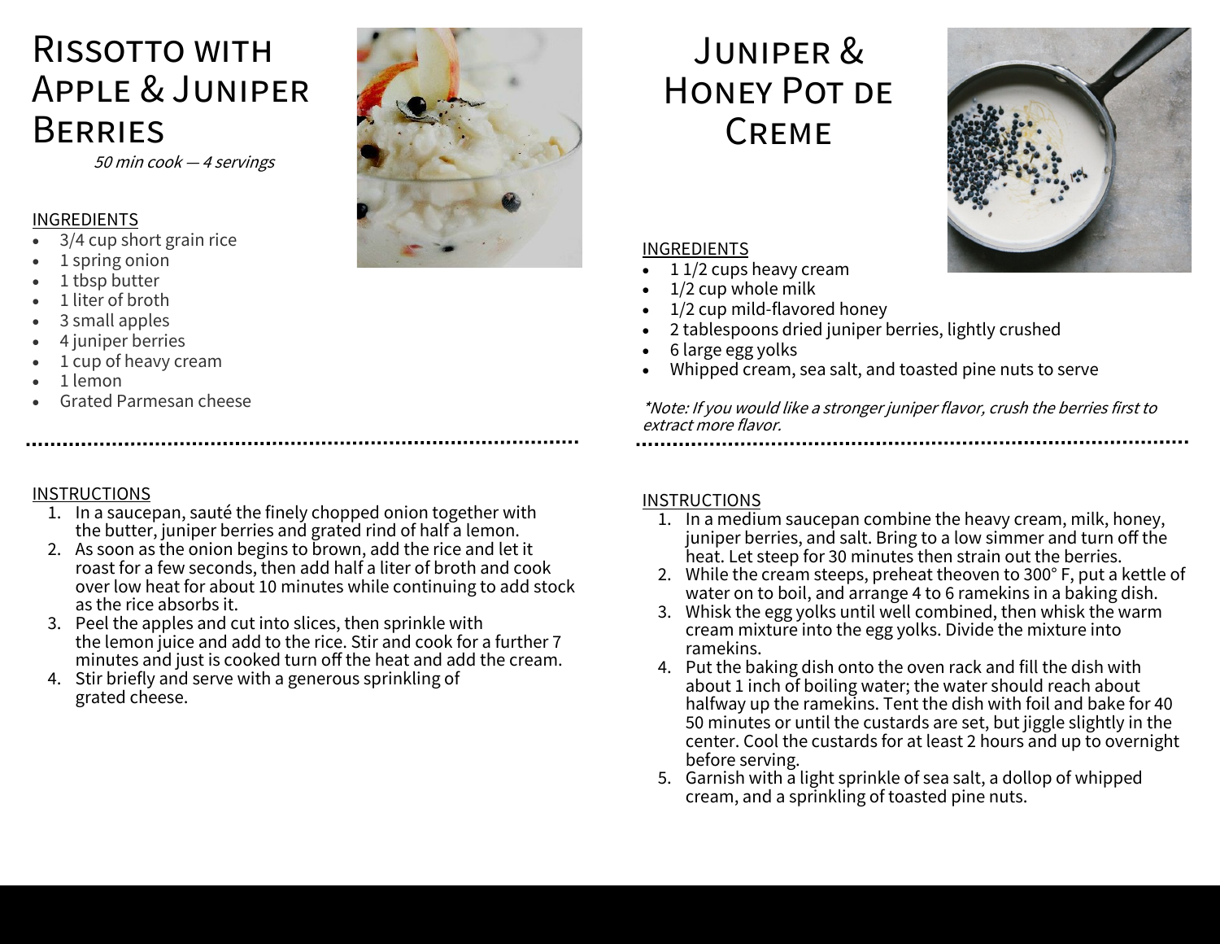# Rissotto with Apple & Juniper Berries

*50 min cook — 4 servings*

INGREDIENTS

- 3/4 cup short grain rice
- 1 spring onion
- 1 tbsp butter
- 1 liter of broth
- 3 small apples
- 4 juniper berries
- 1 cup of heavy cream
- 1 lemon
- Grated Parmesan cheese

INSTRUCTIONS

1. In a saucepan, sauté the finely chopped onion together with the butter, juniper berries and grated rind of half a lemon.
2. As soon as the onion begins to brown, add the rice and let it roast for a few seconds, then add half a liter of broth and cook over low heat for about 10 minutes while continuing to add stock as the rice absorbs it.
3. Peel the apples and cut into slices, then sprinkle with the lemon juice and add to the rice. Stir and cook for a further 7 minutes and just is cooked turn off the heat and add the cream.
4. Stir briefly and serve with a generous sprinkling of grated cheese.

# Juniper & Honey Pot de Creme

INGREDIENTS

- 1 1/2 cups heavy cream
- 1/2 cup whole milk
- 1/2 cup mild-flavored honey
- 2 tablespoons dried juniper berries, lightly crushed
- 6 large egg yolks
- Whipped cream, sea salt, and toasted pine nuts to serve

*\*Note: If you would like a stronger juniper flavor, crush the berries first to extract more flavor.*

INSTRUCTIONS

1. In a medium saucepan combine the heavy cream, milk, honey, juniper berries, and salt. Bring to a low simmer and turn off the heat. Let steep for 30 minutes then strain out the berries.
2. While the cream steeps, preheat theoven to 300° F, put a kettle of water on to boil, and arrange 4 to 6 ramekins in a baking dish.
3. Whisk the egg yolks until well combined, then whisk the warm cream mixture into the egg yolks. Divide the mixture into ramekins.
4. Put the baking dish onto the oven rack and fill the dish with about 1 inch of boiling water; the water should reach about halfway up the ramekins. Tent the dish with foil and bake for 40 50 minutes or until the custards are set, but jiggle slightly in the center. Cool the custards for at least 2 hours and up to overnight before serving.
5. Garnish with a light sprinkle of sea salt, a dollop of whipped cream, and a sprinkling of toasted pine nuts.